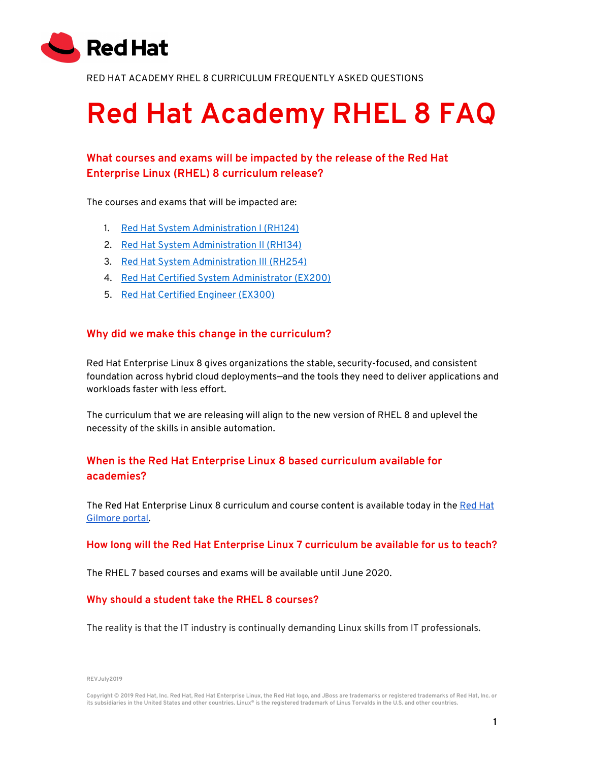Red Hat

RED HAT ACADEMY RHEL 8 CURRICULUM FREQUENTLY ASKED QUESTIONS

# Red Hat Academy RHEL 8 FAQ

## What courses and exams will be impacted by the release of the Red Hat Enterprise Linux (RHEL) 8 curriculum release?

The courses and exams that will be impacted are:

1. Red Hat System Administration I (RH124)
2. Red Hat System Administration II (RH134)
3. Red Hat System Administration III (RH254)
4. Red Hat Certified System Administrator (EX200)
5. Red Hat Certified Engineer (EX300)

## Why did we make this change in the curriculum?

Red Hat Enterprise Linux 8 gives organizations the stable, security-focused, and consistent foundation across hybrid cloud deployments—and the tools they need to deliver applications and workloads faster with less effort.

The curriculum that we are releasing will align to the new version of RHEL 8 and uplevel the necessity of the skills in ansible automation.

## When is the Red Hat Enterprise Linux 8 based curriculum available for academies?

The Red Hat Enterprise Linux 8 curriculum and course content is available today in the Red Hat Gilmore portal.

## How long will the Red Hat Enterprise Linux 7 curriculum be available for us to teach?

The RHEL 7 based courses and exams will be available until June 2020.

## Why should a student take the RHEL 8 courses?

The reality is that the IT industry is continually demanding Linux skills from IT professionals.

REVJuly2019

Copyright © 2019 Red Hat, Inc. Red Hat, Red Hat Enterprise Linux, the Red Hat logo, and JBoss are trademarks or registered trademarks of Red Hat, Inc. or its subsidiaries in the United States and other countries. Linux® is the registered trademark of Linus Torvalds in the U.S. and other countries.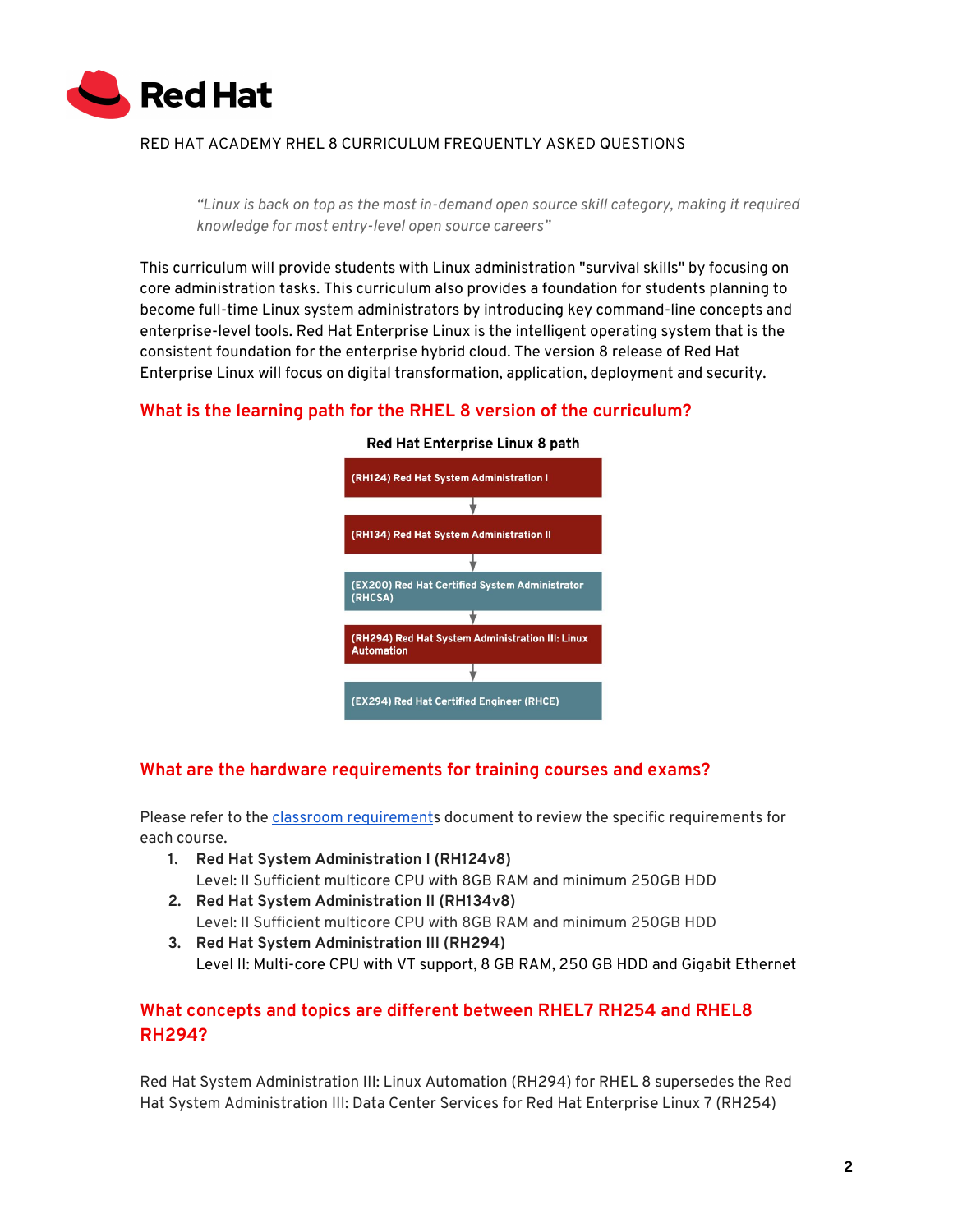RED HAT ACADEMY RHEL 8 CURRICULUM FREQUENTLY ASKED QUESTIONS

> *"Linux is back on top as the most in-demand open source skill category, making it required knowledge for most entry-level open source careers"*

This curriculum will provide students with Linux administration "survival skills" by focusing on core administration tasks. This curriculum also provides a foundation for students planning to become full-time Linux system administrators by introducing key command-line concepts and enterprise-level tools. Red Hat Enterprise Linux is the intelligent operating system that is the consistent foundation for the enterprise hybrid cloud. The version 8 release of Red Hat Enterprise Linux will focus on digital transformation, application, deployment and security.

## What is the learning path for the RHEL 8 version of the curriculum?

**Red Hat Enterprise Linux 8 path**

- (RH124) Red Hat System Administration I
- ↓
- (RH134) Red Hat System Administration II
- ↓
- (EX200) Red Hat Certified System Administrator (RHCSA)
- ↓
- (RH294) Red Hat System Administration III: Linux Automation
- ↓
- (EX294) Red Hat Certified Engineer (RHCE)

## What are the hardware requirements for training courses and exams?

Please refer to the classroom requirements document to review the specific requirements for each course.

1. **Red Hat System Administration I (RH124v8)**
   Level: II Sufficient multicore CPU with 8GB RAM and minimum 250GB HDD
2. **Red Hat System Administration II (RH134v8)**
   Level: II Sufficient multicore CPU with 8GB RAM and minimum 250GB HDD
3. **Red Hat System Administration III (RH294)**
   Level II: Multi-core CPU with VT support, 8 GB RAM, 250 GB HDD and Gigabit Ethernet

## What concepts and topics are different between RHEL7 RH254 and RHEL8 RH294?

Red Hat System Administration III: Linux Automation (RH294) for RHEL 8 supersedes the Red Hat System Administration III: Data Center Services for Red Hat Enterprise Linux 7 (RH254)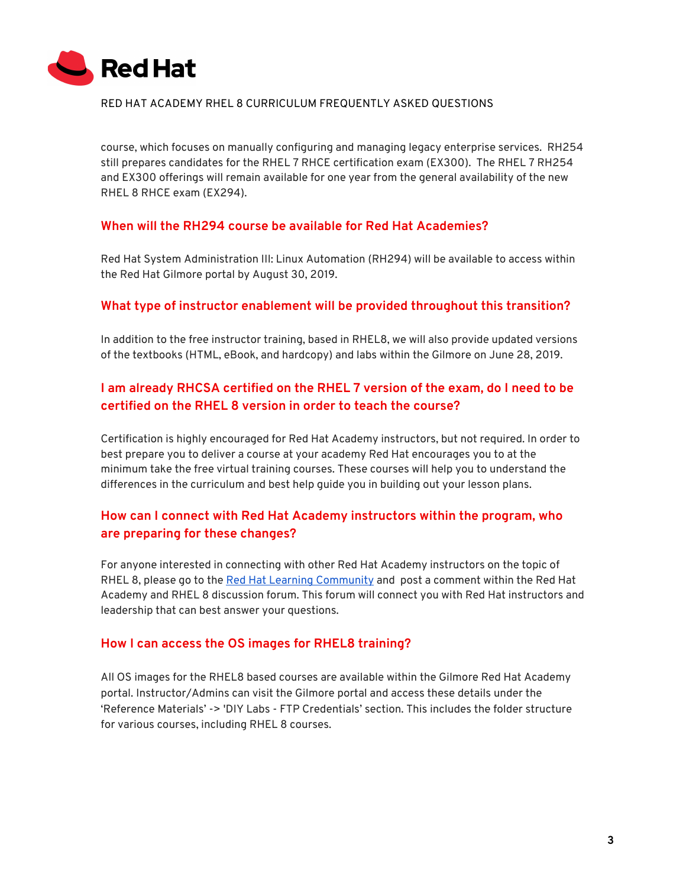course, which focuses on manually configuring and managing legacy enterprise services. RH254 still prepares candidates for the RHEL 7 RHCE certification exam (EX300). The RHEL 7 RH254 and EX300 offerings will remain available for one year from the general availability of the new RHEL 8 RHCE exam (EX294).

## When will the RH294 course be available for Red Hat Academies?

Red Hat System Administration III: Linux Automation (RH294) will be available to access within the Red Hat Gilmore portal by August 30, 2019.

## What type of instructor enablement will be provided throughout this transition?

In addition to the free instructor training, based in RHEL8, we will also provide updated versions of the textbooks (HTML, eBook, and hardcopy) and labs within the Gilmore on June 28, 2019.

## I am already RHCSA certified on the RHEL 7 version of the exam, do I need to be certified on the RHEL 8 version in order to teach the course?

Certification is highly encouraged for Red Hat Academy instructors, but not required. In order to best prepare you to deliver a course at your academy Red Hat encourages you to at the minimum take the free virtual training courses. These courses will help you to understand the differences in the curriculum and best help guide you in building out your lesson plans.

## How can I connect with Red Hat Academy instructors within the program, who are preparing for these changes?

For anyone interested in connecting with other Red Hat Academy instructors on the topic of RHEL 8, please go to the Red Hat Learning Community and post a comment within the Red Hat Academy and RHEL 8 discussion forum. This forum will connect you with Red Hat instructors and leadership that can best answer your questions.

## How I can access the OS images for RHEL8 training?

All OS images for the RHEL8 based courses are available within the Gilmore Red Hat Academy portal. Instructor/Admins can visit the Gilmore portal and access these details under the 'Reference Materials' -> 'DIY Labs - FTP Credentials' section. This includes the folder structure for various courses, including RHEL 8 courses.